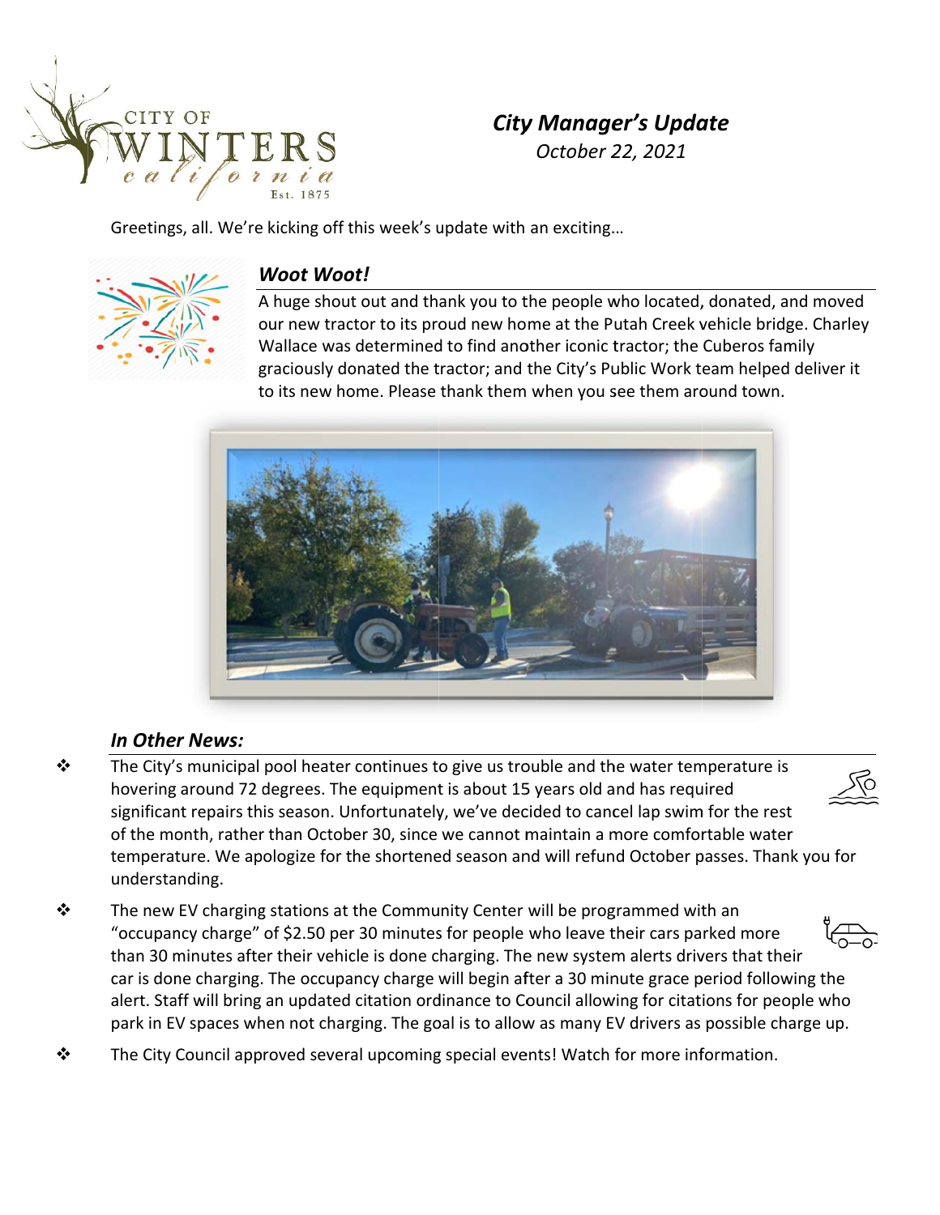# City Manager's Update

*October 22, 2021*

Greetings, all. We're kicking off this week's update with an exciting…

## *Woot Woot!*

A huge shout out and thank you to the people who located, donated, and moved our new tractor to its proud new home at the Putah Creek vehicle bridge. Charley Wallace was determined to find another iconic tractor; the Cuberos family graciously donated the tractor; and the City's Public Work team helped deliver it to its new home. Please thank them when you see them around town.

## *In Other News:*

- The City's municipal pool heater continues to give us trouble and the water temperature is hovering around 72 degrees. The equipment is about 15 years old and has required significant repairs this season. Unfortunately, we've decided to cancel lap swim for the rest of the month, rather than October 30, since we cannot maintain a more comfortable water temperature. We apologize for the shortened season and will refund October passes. Thank you for understanding.
- The new EV charging stations at the Community Center will be programmed with an "occupancy charge" of $2.50 per 30 minutes for people who leave their cars parked more than 30 minutes after their vehicle is done charging. The new system alerts drivers that their car is done charging. The occupancy charge will begin after a 30 minute grace period following the alert. Staff will bring an updated citation ordinance to Council allowing for citations for people who park in EV spaces when not charging. The goal is to allow as many EV drivers as possible charge up.
- The City Council approved several upcoming special events! Watch for more information.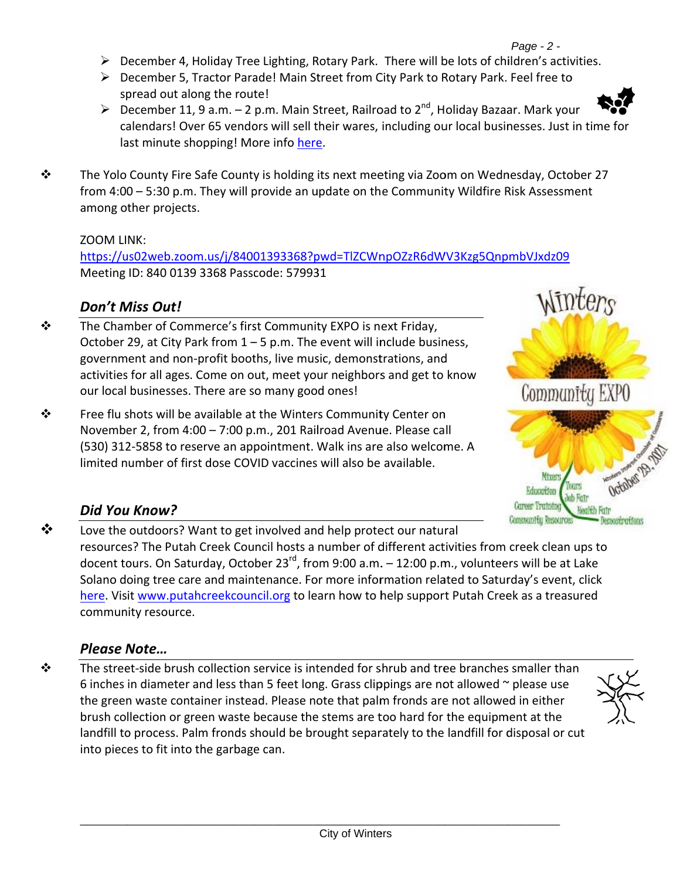- December 4, Holiday Tree Lighting, Rotary Park. There will be lots of children's activities.
- December 5, Tractor Parade! Main Street from City Park to Rotary Park. Feel free to spread out along the route!
- December 11, 9 a.m. – 2 p.m. Main Street, Railroad to 2nd, Holiday Bazaar. Mark your calendars! Over 65 vendors will sell their wares, including our local businesses. Just in time for last minute shopping! More info here.

❖ The Yolo County Fire Safe County is holding its next meeting via Zoom on Wednesday, October 27 from 4:00 – 5:30 p.m. They will provide an update on the Community Wildfire Risk Assessment among other projects.

ZOOM LINK:
https://us02web.zoom.us/j/84001393368?pwd=TlZCWnpOZzR6dWV3Kzg5QnpmbVJxdz09
Meeting ID: 840 0139 3368 Passcode: 579931

### *Don't Miss Out!*

❖ The Chamber of Commerce's first Community EXPO is next Friday, October 29, at City Park from 1 – 5 p.m. The event will include business, government and non-profit booths, live music, demonstrations, and activities for all ages. Come on out, meet your neighbors and get to know our local businesses. There are so many good ones!

❖ Free flu shots will be available at the Winters Community Center on November 2, from 4:00 – 7:00 p.m., 201 Railroad Avenue. Please call (530) 312-5858 to reserve an appointment. Walk ins are also welcome. A limited number of first dose COVID vaccines will also be available.

### *Did You Know?*

❖ Love the outdoors? Want to get involved and help protect our natural resources? The Putah Creek Council hosts a number of different activities from creek clean ups to docent tours. On Saturday, October 23rd, from 9:00 a.m. – 12:00 p.m., volunteers will be at Lake Solano doing tree care and maintenance. For more information related to Saturday's event, click here. Visit www.putahcreekcouncil.org to learn how to help support Putah Creek as a treasured community resource.

### *Please Note…*

❖ The street-side brush collection service is intended for shrub and tree branches smaller than 6 inches in diameter and less than 5 feet long. Grass clippings are not allowed ~ please use the green waste container instead. Please note that palm fronds are not allowed in either brush collection or green waste because the stems are too hard for the equipment at the landfill to process. Palm fronds should be brought separately to the landfill for disposal or cut into pieces to fit into the garbage can.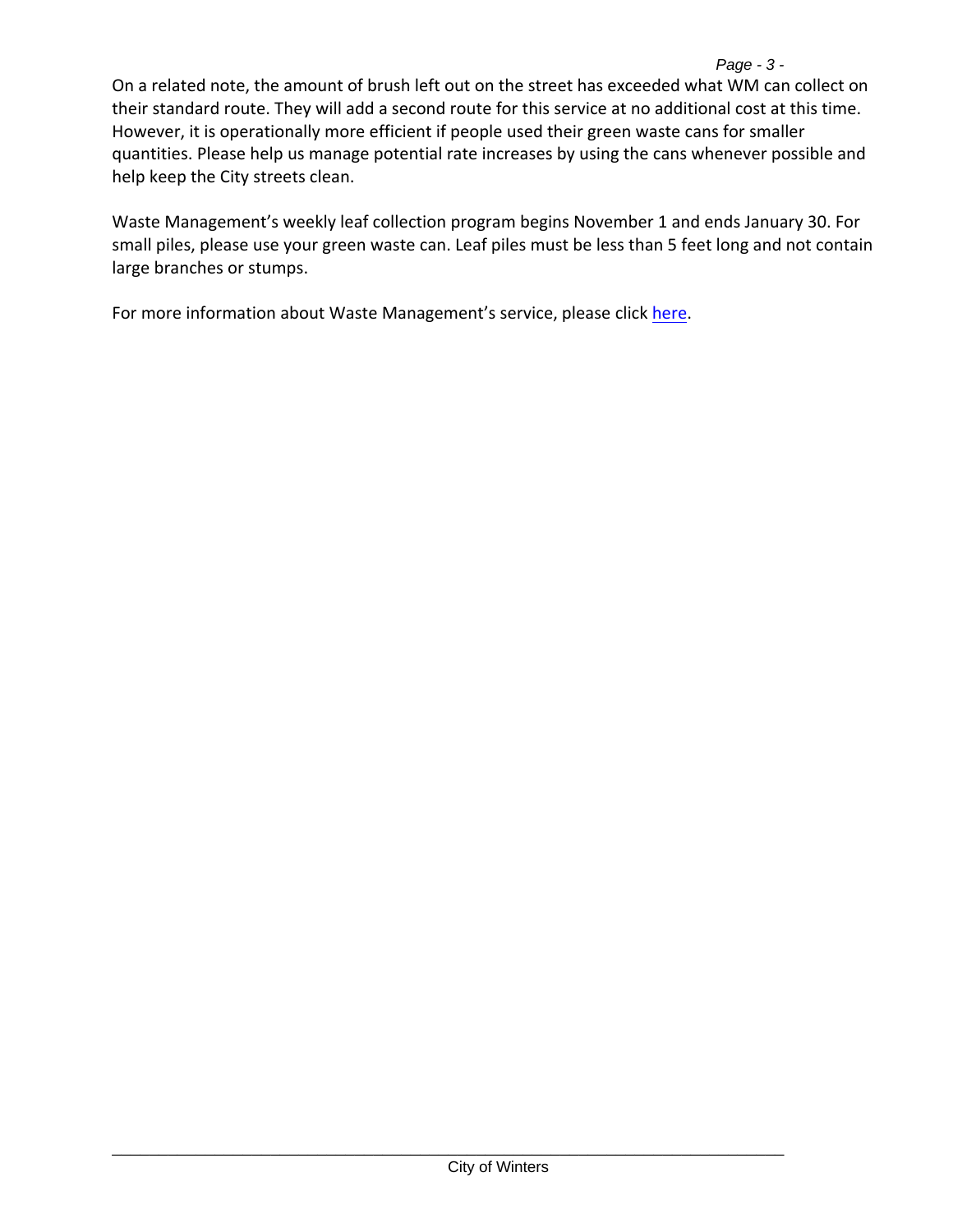On a related note, the amount of brush left out on the street has exceeded what WM can collect on their standard route. They will add a second route for this service at no additional cost at this time. However, it is operationally more efficient if people used their green waste cans for smaller quantities. Please help us manage potential rate increases by using the cans whenever possible and help keep the City streets clean.

Waste Management's weekly leaf collection program begins November 1 and ends January 30. For small piles, please use your green waste can. Leaf piles must be less than 5 feet long and not contain large branches or stumps.

For more information about Waste Management's service, please click here.